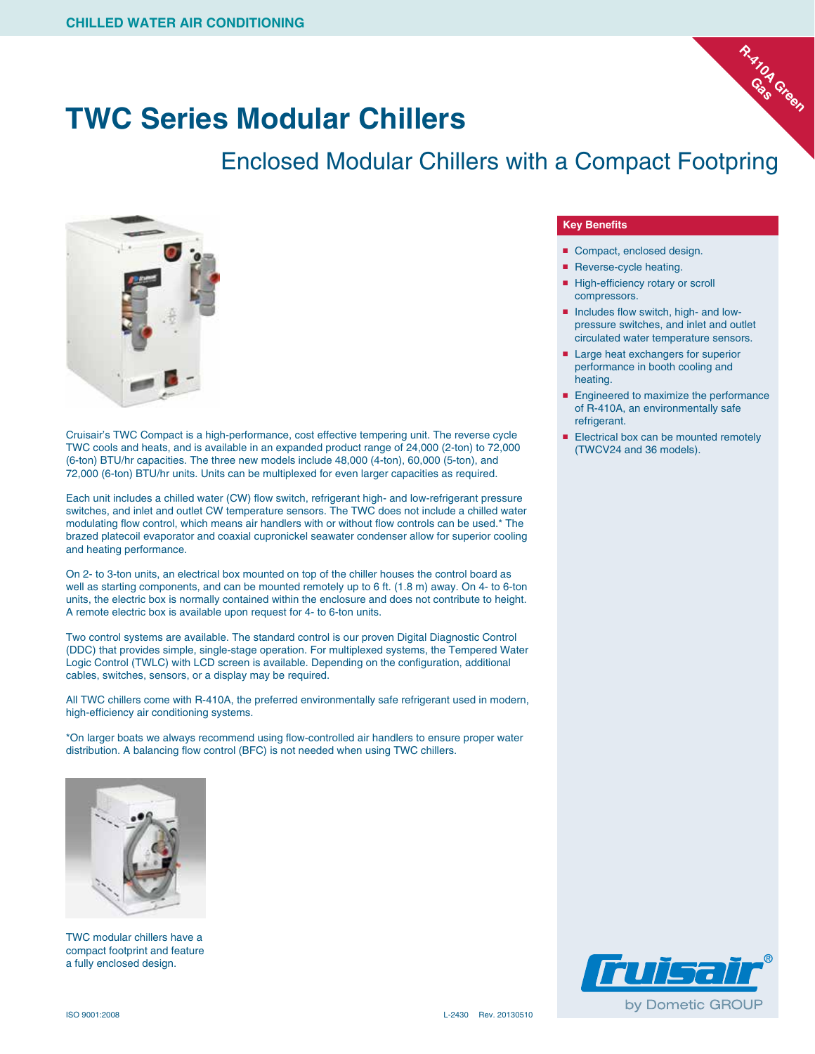CHILLED WATER AIR CONDITIONING

R-410A Green Gas

# TWC Series Modular Chillers

## Enclosed Modular Chillers with a Compact Footpring

Cruisair's TWC Compact is a high-performance, cost effective tempering unit. The reverse cycle TWC cools and heats, and is available in an expanded product range of 24,000 (2-ton) to 72,000 (6-ton) BTU/hr capacities. The three new models include 48,000 (4-ton), 60,000 (5-ton), and 72,000 (6-ton) BTU/hr units. Units can be multiplexed for even larger capacities as required.

Each unit includes a chilled water (CW) flow switch, refrigerant high- and low-refrigerant pressure switches, and inlet and outlet CW temperature sensors. The TWC does not include a chilled water modulating flow control, which means air handlers with or without flow controls can be used.* The brazed platecoil evaporator and coaxial cupronickel seawater condenser allow for superior cooling and heating performance.

On 2- to 3-ton units, an electrical box mounted on top of the chiller houses the control board as well as starting components, and can be mounted remotely up to 6 ft. (1.8 m) away. On 4- to 6-ton units, the electric box is normally contained within the enclosure and does not contribute to height. A remote electric box is available upon request for 4- to 6-ton units.

Two control systems are available. The standard control is our proven Digital Diagnostic Control (DDC) that provides simple, single-stage operation. For multiplexed systems, the Tempered Water Logic Control (TWLC) with LCD screen is available. Depending on the configuration, additional cables, switches, sensors, or a display may be required.

All TWC chillers come with R-410A, the preferred environmentally safe refrigerant used in modern, high-efficiency air conditioning systems.

*On larger boats we always recommend using flow-controlled air handlers to ensure proper water distribution. A balancing flow control (BFC) is not needed when using TWC chillers.

TWC modular chillers have a compact footprint and feature a fully enclosed design.

### Key Benefits

- Compact, enclosed design.
- Reverse-cycle heating.
- High-efficiency rotary or scroll compressors.
- Includes flow switch, high- and low-pressure switches, and inlet and outlet circulated water temperature sensors.
- Large heat exchangers for superior performance in booth cooling and heating.
- Engineered to maximize the performance of R-410A, an environmentally safe refrigerant.
- Electrical box can be mounted remotely (TWCV24 and 36 models).

Cruisair® by Dometic GROUP

ISO 9001:2008

L-2430 Rev. 20130510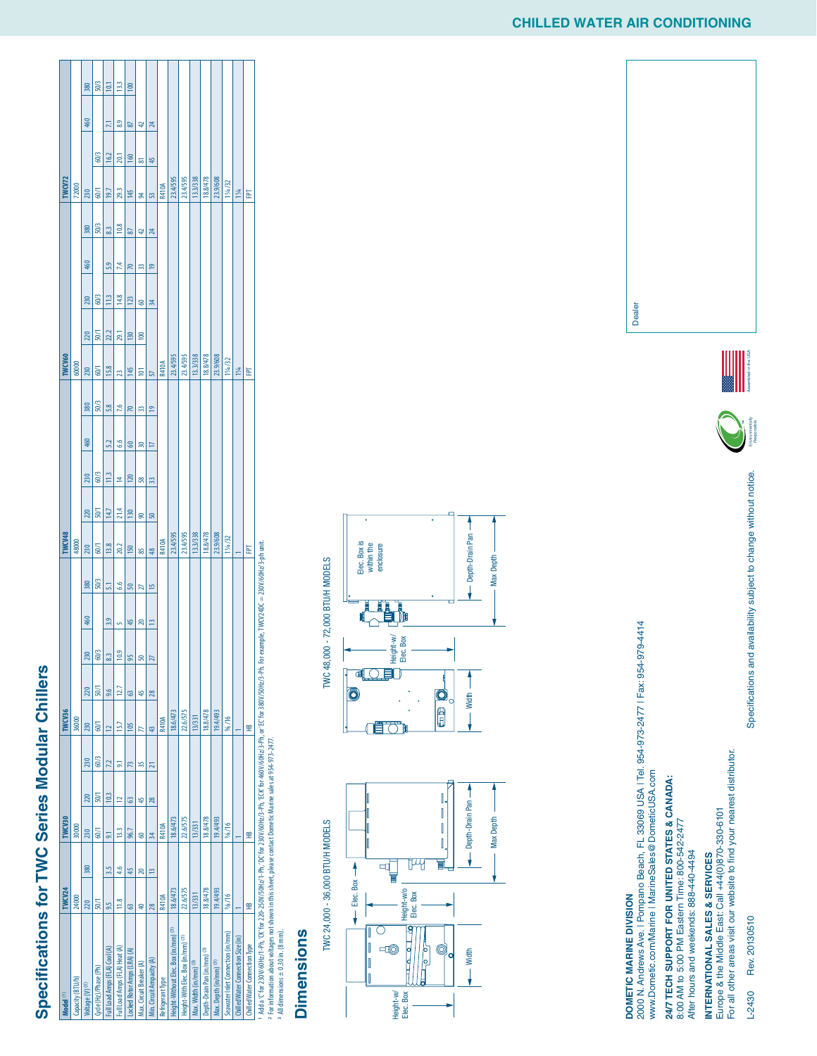# Specifications for TWC Series Modular Chillers

| Model [1] | TWCV24 | | TWCV30 | | | TWCV36 | | | | | TWCV48 | | | | | TWCV60 | | | | | TWCV72 | | | |
|---|---|---|---|---|---|---|---|---|---|---|---|---|---|---|---|---|---|---|---|---|---|---|---|---|
| Capacity (BTU/h) | 24000 | | 30000 | | | 36000 | | | | | 48000 | | | | | 60000 | | | | | 72000 | | | |
| Voltage (V) [2] | 220 | 380 | 230 | 220 | 230 | 230 | 220 | 230 | 460 | 380 | 230 | 220 | 230 | 460 | 380 | 230 | 220 | 230 | 460 | 380 | 230 | | 460 | 380 |
| Cycle (Hz)/Phase (Ph) | 50/1 | | 60/1 | 50/1 | 60/3 | 60/1 | 50/1 | 60/3 | | 50/3 | 60/1 | 50/1 | 60/3 | | 50/3 | 60/1 | 50/1 | 60/3 | | 50/3 | 60/1 | 60/3 | | 50/3 |
| Full Load Amps (FLA) Cool (A) | 9.5 | 3.5 | 9.1 | 10.3 | 7.2 | 12 | 9.6 | 8.3 | 3.9 | 5.1 | 13.8 | 14.7 | 11.3 | 5.2 | 5.8 | 15.8 | 22.2 | 11.3 | 5.9 | 8.3 | 19.7 | 16.2 | 7.1 | 10.1 |
| Full Load Amps (FLA) Heat (A) | 11.8 | 4.6 | 13.3 | 12 | 9.1 | 15.7 | 12.7 | 10.9 | 5 | 6.6 | 20.2 | 21.4 | 14 | 6.6 | 7.6 | 23 | 29.1 | 14.8 | 7.4 | 10.8 | 29.3 | 20.1 | 8.9 | 13.3 |
| Locked Rotor Amps (LRA) (A) | 63 | 45 | 96.7 | 63 | 73 | 105 | 63 | 95 | 45 | 50 | 150 | 130 | 120 | 60 | 70 | 145 | 130 | 123 | 70 | 87 | 145 | 160 | 87 | 100 |
| Max. Circuit Breaker (A) | 40 | 20 | 60 | 45 | 35 | 77 | 45 | 50 | 20 | 27 | 85 | 90 | 58 | 30 | 33 | 101 | 100 | 60 | 33 | 42 | 94 | 81 | 42 | |
| Min. Circuit Ampacity (A) | 28 | 13 | 34 | 28 | 21 | 43 | 28 | 27 | 13 | 15 | 48 | 50 | 33 | 17 | 19 | 57 | | 34 | 19 | 24 | 53 | 45 | 24 | |
| Refrigerant Type | R410A | | R410A | | | R410A | | | | | R410A | | | | | R410A | | | | | R410A | | | |
| Height-Without Elec. Box (in/mm) [3] | 18.6/473 | | 18.6/473 | | | 18.6/473 | | | | | 23.4/595 | | | | | 23.4/595 | | | | | 23.4/595 | | | |
| Height-With Elec. Box (in/mm) [3] | 22.6/575 | | 22.6/575 | | | 22.6/575 | | | | | 23.4/595 | | | | | 23.4/595 | | | | | 23.4/595 | | | |
| Max. Width (in/mm) [3] | 13/331 | | 13/331 | | | 13/331 | | | | | 13.3/338 | | | | | 13.3/338 | | | | | 13.3/338 | | | |
| Depth-Drain Pan (in/mm) [3] | 18.8/478 | | 18.8/478 | | | 18.8/478 | | | | | 18.8/478 | | | | | 18.8/478 | | | | | 18.8/478 | | | |
| Max. Depth (in/mm) [3] | 19.4/493 | | 19.4/493 | | | 19.4/493 | | | | | 23.9/608 | | | | | 23.9/608 | | | | | 23.9/608 | | | |
| Seawater Inlet Connection (in/mm) | ⅝/16 | | ⅝/16 | | | ⅝/16 | | | | | 1¼/32 | | | | | 1¼/32 | | | | | 1¼/32 | | | |
| Chilled Water Connection Size (in) | 1 | | 1 | | | 1 | | | | | 1 | | | | | 1¼ | | | | | 1¼ | | | |
| Chilled Water Connection Type | HB | | HB | | | HB | | | | | FPT | | | | | FPT | | | | | FPT | | | |

[1] Add a 'C' for 230V/60Hz/1-Ph, 'CK' for 220-250V/50Hz/1-Ph, 'DC' for 230V/60Hz/3-Ph, 'EC' for 460V/60Hz/3-Ph, or 'ECK' for 380V/50Hz/3-Ph. For example, TWCV24DC = 230V/60Hz/3-ph unit.
[2] For information about voltages not shown in this sheet, please contact Dometic Marine sales at 954-973-2477.
[3] All dimensions ± 0.30 in. (8 mm).

## Dimensions

TWC 24,000 - 36,000 BTU/H MODELS

Height-w/ Elec. Box
Elec. Box
Height-w/o Elec. Box
Width
Depth-Drain Pan
Max Depth

TWC 48,000 - 72,000 BTU/H MODELS

Height-w/ Elec. Box
Elec. Box is within the enclosure
Width
Depth-Drain Pan
Max Depth

Dealer

**DOMETIC MARINE DIVISION**
2000 N. Andrews Ave. I Pompano Beach, FL 33069 USA I Tel. 954-973-2477 I Fax: 954-979-4414
www.Dometic.com/Marine I MarineSales@DometicUSA.com

**24/7 TECH SUPPORT FOR UNITED STATES & CANADA:**
8:00 AM to 5:00 PM Eastern Time: 800-542-2477
After hours and weekends: 888-440-4494

**INTERNATIONAL SALES & SERVICES**
Europe & the Middle East: Call +44(0)870-330-6101
For all other areas visit our website to find your nearest distributor.

Environmentally Responsible

Assembled in the USA

L-2430 Rev. 20130510

Specifications and availability subject to change without notice.